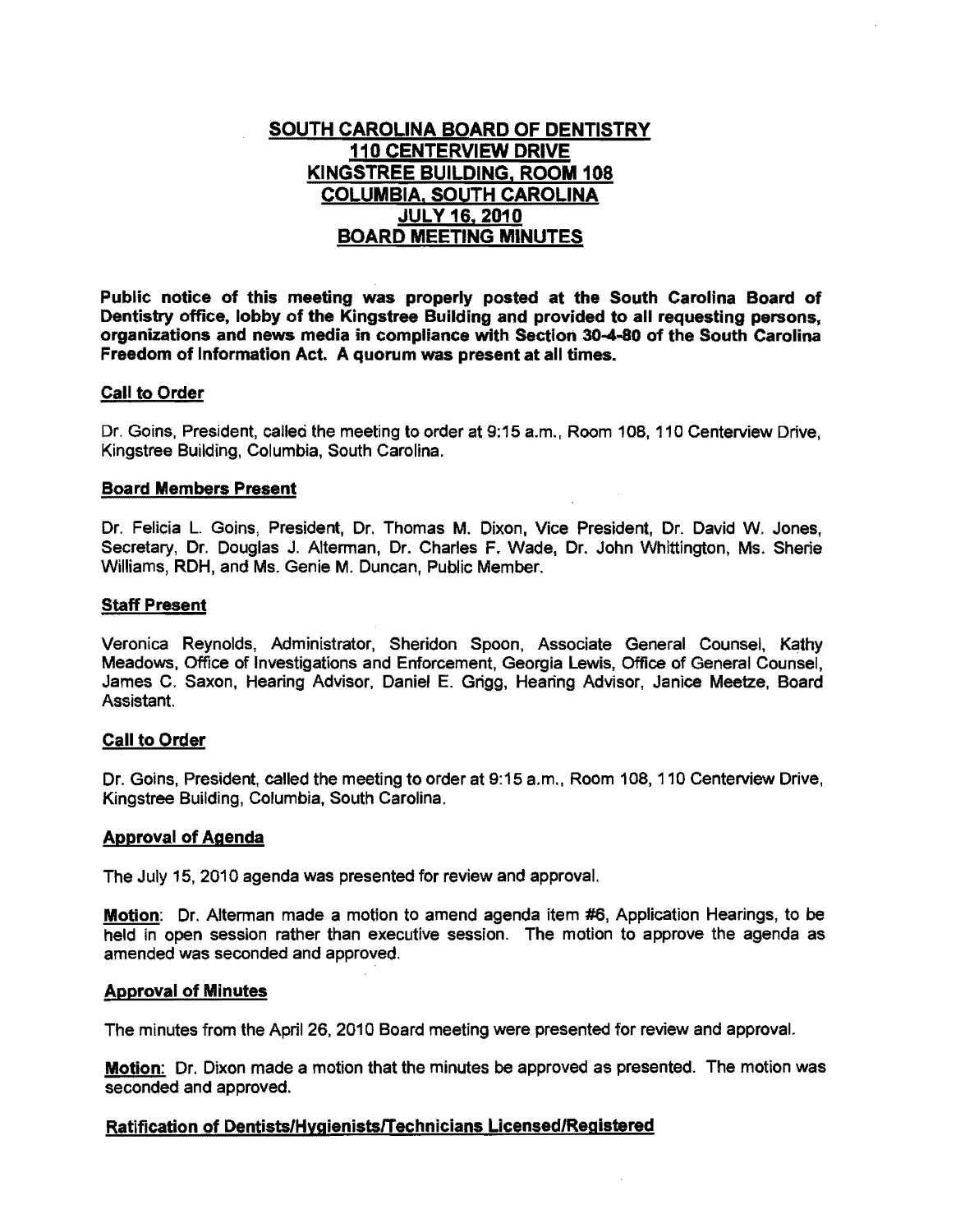# SOUTH CAROLINA BOARD OF DENTISTRY
# 110 CENTERVIEW DRIVE
# KINGSTREE BUILDING, ROOM 108
# COLUMBIA, SOUTH CAROLINA
# JULY 16, 2010
# BOARD MEETING MINUTES

**Public notice of this meeting was properly posted at the South Carolina Board of Dentistry office, lobby of the Kingstree Building and provided to all requesting persons, organizations and news media in compliance with Section 30-4-80 of the South Carolina Freedom of Information Act. A quorum was present at all times.**

## Call to Order

Dr. Goins, President, called the meeting to order at 9:15 a.m., Room 108, 110 Centerview Drive, Kingstree Building, Columbia, South Carolina.

## Board Members Present

Dr. Felicia L. Goins, President, Dr. Thomas M. Dixon, Vice President, Dr. David W. Jones, Secretary, Dr. Douglas J. Alterman, Dr. Charles F. Wade, Dr. John Whittington, Ms. Sherie Williams, RDH, and Ms. Genie M. Duncan, Public Member.

## Staff Present

Veronica Reynolds, Administrator, Sheridon Spoon, Associate General Counsel, Kathy Meadows, Office of Investigations and Enforcement, Georgia Lewis, Office of General Counsel, James C. Saxon, Hearing Advisor, Daniel E. Grigg, Hearing Advisor, Janice Meetze, Board Assistant.

## Call to Order

Dr. Goins, President, called the meeting to order at 9:15 a.m., Room 108, 110 Centerview Drive, Kingstree Building, Columbia, South Carolina.

## Approval of Agenda

The July 15, 2010 agenda was presented for review and approval.

**Motion**: Dr. Alterman made a motion to amend agenda item #6, Application Hearings, to be held in open session rather than executive session. The motion to approve the agenda as amended was seconded and approved.

## Approval of Minutes

The minutes from the April 26, 2010 Board meeting were presented for review and approval.

**Motion:** Dr. Dixon made a motion that the minutes be approved as presented. The motion was seconded and approved.

## Ratification of Dentists/Hygienists/Technicians Licensed/Registered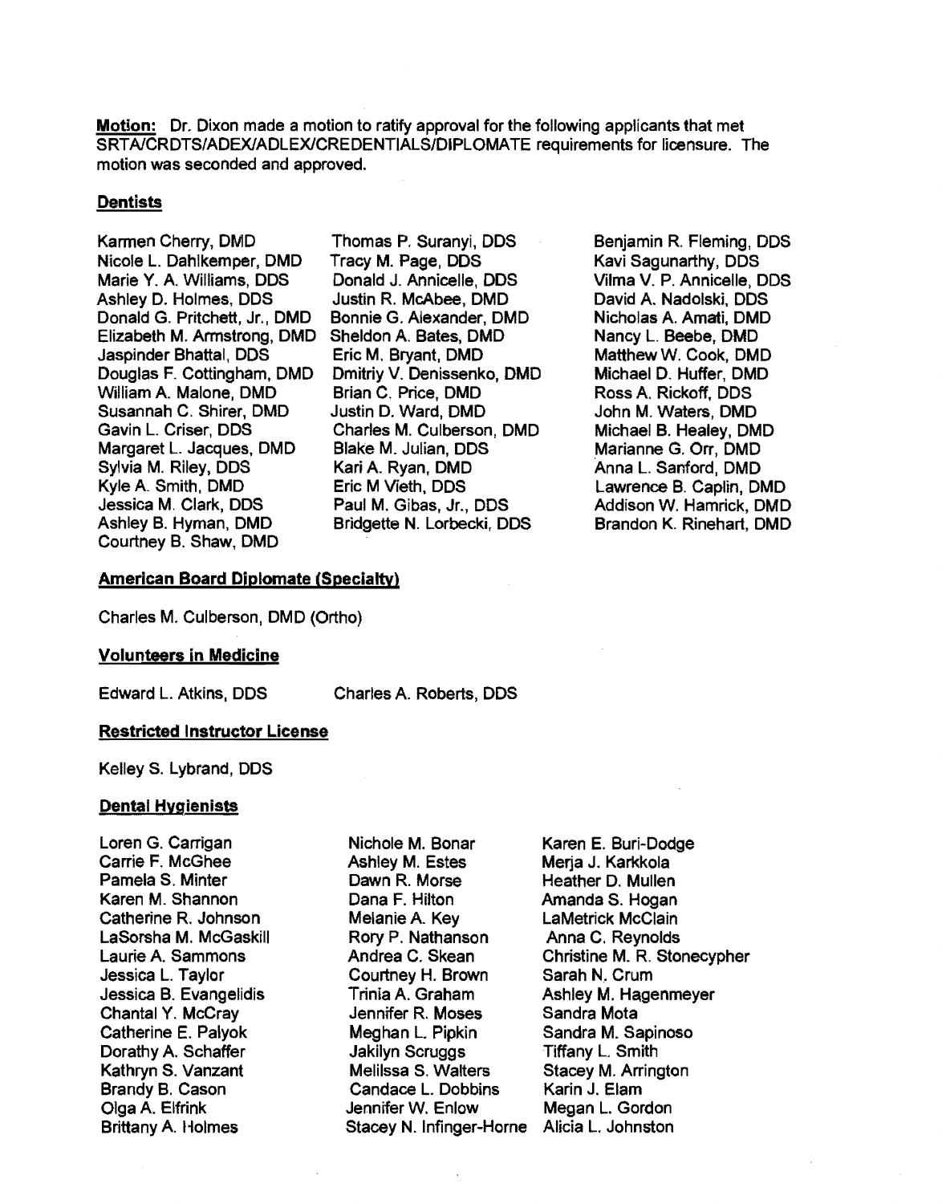**Motion:** Dr. Dixon made a motion to ratify approval for the following applicants that met SRTA/CRDTS/ADEX/ADLEX/CREDENTIALS/DIPLOMATE requirements for licensure. The motion was seconded and approved.

**Dentists**

Karmen Cherry, DMD
Nicole L. Dahlkemper, DMD
Marie Y. A. Williams, DDS
Ashley D. Holmes, DDS
Donald G. Pritchett, Jr., DMD
Elizabeth M. Armstrong, DMD
Jaspinder Bhattal, DDS
Douglas F. Cottingham, DMD
William A. Malone, DMD
Susannah C. Shirer, DMD
Gavin L. Criser, DDS
Margaret L. Jacques, DMD
Sylvia M. Riley, DDS
Kyle A. Smith, DMD
Jessica M. Clark, DDS
Ashley B. Hyman, DMD
Courtney B. Shaw, DMD
Thomas P. Suranyi, DDS
Tracy M. Page, DDS
Donald J. Annicelle, DDS
Justin R. McAbee, DMD
Bonnie G. Alexander, DMD
Sheldon A. Bates, DMD
Eric M. Bryant, DMD
Dmitriy V. Denissenko, DMD
Brian C. Price, DMD
Justin D. Ward, DMD
Charles M. Culberson, DMD
Blake M. Julian, DDS
Kari A. Ryan, DMD
Eric M Vieth, DDS
Paul M. Gibas, Jr., DDS
Bridgette N. Lorbecki, DDS
Benjamin R. Fleming, DDS
Kavi Sagunarthy, DDS
Vilma V. P. Annicelle, DDS
David A. Nadolski, DDS
Nicholas A. Amati, DMD
Nancy L. Beebe, DMD
Matthew W. Cook, DMD
Michael D. Huffer, DMD
Ross A. Rickoff, DDS
John M. Waters, DMD
Michael B. Healey, DMD
Marianne G. Orr, DMD
Anna L. Sanford, DMD
Lawrence B. Caplin, DMD
Addison W. Hamrick, DMD
Brandon K. Rinehart, DMD

**American Board Diplomate (Specialty)**

Charles M. Culberson, DMD (Ortho)

**Volunteers in Medicine**

Edward L. Atkins, DDS
Charles A. Roberts, DDS

**Restricted Instructor License**

Kelley S. Lybrand, DDS

**Dental Hygienists**

Loren G. Carrigan
Carrie F. McGhee
Pamela S. Minter
Karen M. Shannon
Catherine R. Johnson
LaSorsha M. McGaskill
Laurie A. Sammons
Jessica L. Taylor
Jessica B. Evangelidis
Chantal Y. McCray
Catherine E. Palyok
Dorathy A. Schaffer
Kathryn S. Vanzant
Brandy B. Cason
Olga A. Elfrink
Brittany A. Holmes
Nichole M. Bonar
Ashley M. Estes
Dawn R. Morse
Dana F. Hilton
Melanie A. Key
Rory P. Nathanson
Andrea C. Skean
Courtney H. Brown
Trinia A. Graham
Jennifer R. Moses
Meghan L. Pipkin
Jakilyn Scruggs
Melilssa S. Walters
Candace L. Dobbins
Jennifer W. Enlow
Stacey N. Infinger-Horne
Karen E. Buri-Dodge
Merja J. Karkkola
Heather D. Mullen
Amanda S. Hogan
LaMetrick McClain
Anna C. Reynolds
Christine M. R. Stonecypher
Sarah N. Crum
Ashley M. Hagenmeyer
Sandra Mota
Sandra M. Sapinoso
Tiffany L. Smith
Stacey M. Arrington
Karin J. Elam
Megan L. Gordon
Alicia L. Johnston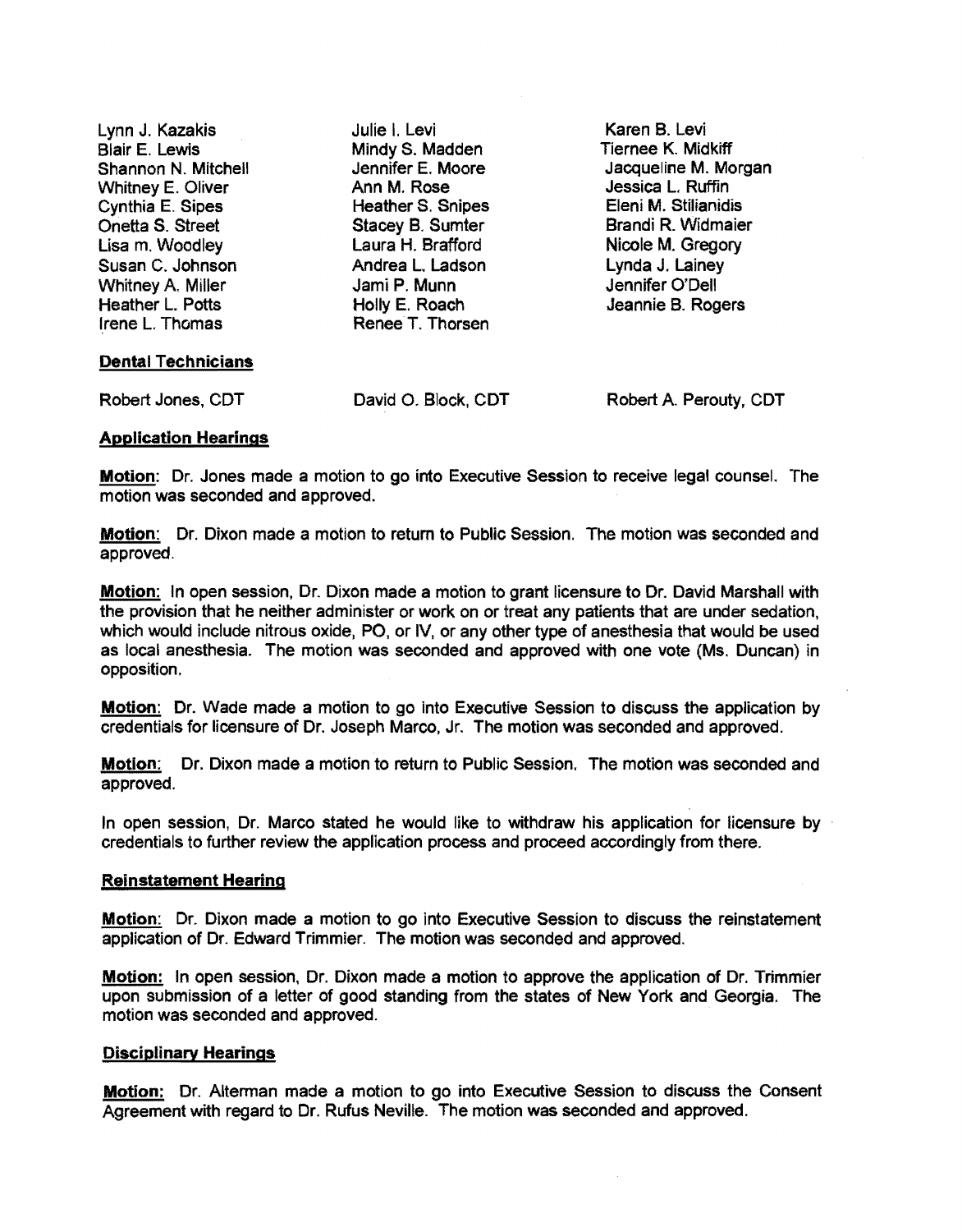Lynn J. Kazakis
Blair E. Lewis
Shannon N. Mitchell
Whitney E. Oliver
Cynthia E. Sipes
Onetta S. Street
Lisa m. Woodley
Susan C. Johnson
Whitney A. Miller
Heather L. Potts
Irene L. Thomas
Julie I. Levi
Mindy S. Madden
Jennifer E. Moore
Ann M. Rose
Heather S. Snipes
Stacey B. Sumter
Laura H. Brafford
Andrea L. Ladson
Jami P. Munn
Holly E. Roach
Renee T. Thorsen
Karen B. Levi
Tiernee K. Midkiff
Jacqueline M. Morgan
Jessica L. Ruffin
Eleni M. Stilianidis
Brandi R. Widmaier
Nicole M. Gregory
Lynda J. Lainey
Jennifer O'Dell
Jeannie B. Rogers

**Dental Technicians**

Robert Jones, CDT
David O. Block, CDT
Robert A. Perouty, CDT

**Application Hearings**

**Motion:** Dr. Jones made a motion to go into Executive Session to receive legal counsel. The motion was seconded and approved.

**Motion:** Dr. Dixon made a motion to return to Public Session. The motion was seconded and approved.

**Motion:** In open session, Dr. Dixon made a motion to grant licensure to Dr. David Marshall with the provision that he neither administer or work on or treat any patients that are under sedation, which would include nitrous oxide, PO, or IV, or any other type of anesthesia that would be used as local anesthesia. The motion was seconded and approved with one vote (Ms. Duncan) in opposition.

**Motion:** Dr. Wade made a motion to go into Executive Session to discuss the application by credentials for licensure of Dr. Joseph Marco, Jr. The motion was seconded and approved.

**Motion:** Dr. Dixon made a motion to return to Public Session. The motion was seconded and approved.

In open session, Dr. Marco stated he would like to withdraw his application for licensure by credentials to further review the application process and proceed accordingly from there.

**Reinstatement Hearing**

**Motion:** Dr. Dixon made a motion to go into Executive Session to discuss the reinstatement application of Dr. Edward Trimmier. The motion was seconded and approved.

**Motion:** In open session, Dr. Dixon made a motion to approve the application of Dr. Trimmier upon submission of a letter of good standing from the states of New York and Georgia. The motion was seconded and approved.

**Disciplinary Hearings**

**Motion:** Dr. Alterman made a motion to go into Executive Session to discuss the Consent Agreement with regard to Dr. Rufus Neville. The motion was seconded and approved.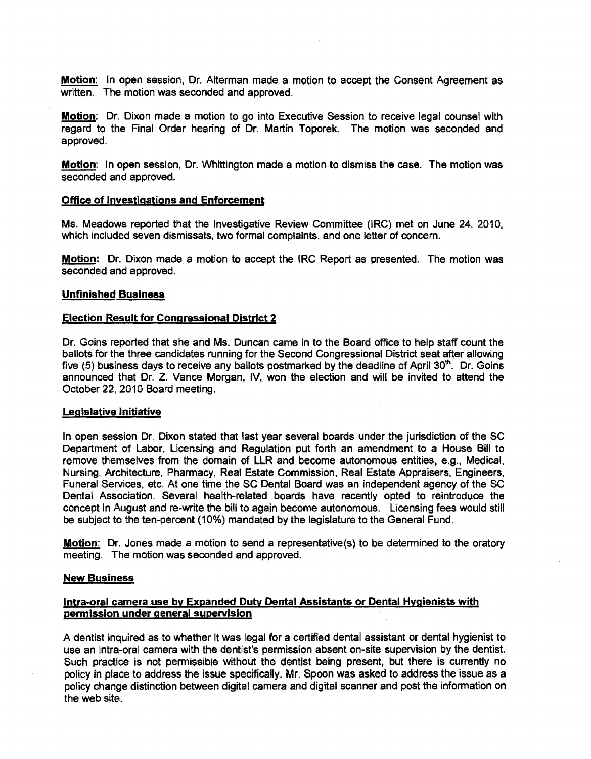**Motion**: In open session, Dr. Alterman made a motion to accept the Consent Agreement as written. The motion was seconded and approved.

**Motion**: Dr. Dixon made a motion to go into Executive Session to receive legal counsel with regard to the Final Order hearing of Dr. Martin Toporek. The motion was seconded and approved.

**Motion**: In open session, Dr. Whittington made a motion to dismiss the case. The motion was seconded and approved.

**Office of Investigations and Enforcement**

Ms. Meadows reported that the Investigative Review Committee (IRC) met on June 24, 2010, which included seven dismissals, two formal complaints, and one letter of concern.

**Motion:** Dr. Dixon made a motion to accept the IRC Report as presented. The motion was seconded and approved.

**Unfinished Business**

**Election Result for Congressional District 2**

Dr. Goins reported that she and Ms. Duncan came in to the Board office to help staff count the ballots for the three candidates running for the Second Congressional District seat after allowing five (5) business days to receive any ballots postmarked by the deadline of April 30th. Dr. Goins announced that Dr. Z. Vance Morgan, IV, won the election and will be invited to attend the October 22, 2010 Board meeting.

**Legislative Initiative**

In open session Dr. Dixon stated that last year several boards under the jurisdiction of the SC Department of Labor, Licensing and Regulation put forth an amendment to a House Bill to remove themselves from the domain of LLR and become autonomous entities, e.g., Medical, Nursing, Architecture, Pharmacy, Real Estate Commission, Real Estate Appraisers, Engineers, Funeral Services, etc. At one time the SC Dental Board was an independent agency of the SC Dental Association. Several health-related boards have recently opted to reintroduce the concept in August and re-write the bill to again become autonomous. Licensing fees would still be subject to the ten-percent (10%) mandated by the legislature to the General Fund.

**Motion**: Dr. Jones made a motion to send a representative(s) to be determined to the oratory meeting. The motion was seconded and approved.

**New Business**

**Intra-oral camera use by Expanded Duty Dental Assistants or Dental Hygienists with permission under general supervision**

A dentist inquired as to whether it was legal for a certified dental assistant or dental hygienist to use an intra-oral camera with the dentist's permission absent on-site supervision by the dentist. Such practice is not permissible without the dentist being present, but there is currently no policy in place to address the issue specifically. Mr. Spoon was asked to address the issue as a policy change distinction between digital camera and digital scanner and post the information on the web site.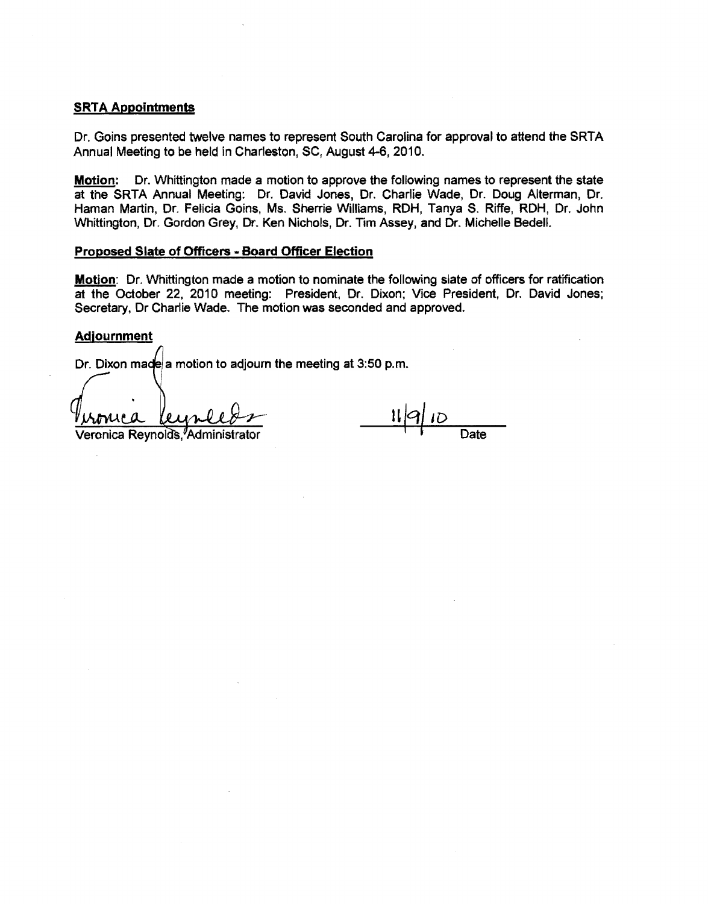**SRTA Appointments**

Dr. Goins presented twelve names to represent South Carolina for approval to attend the SRTA Annual Meeting to be held in Charleston, SC, August 4-6, 2010.

**Motion:** Dr. Whittington made a motion to approve the following names to represent the state at the SRTA Annual Meeting: Dr. David Jones, Dr. Charlie Wade, Dr. Doug Alterman, Dr. Haman Martin, Dr. Felicia Goins, Ms. Sherrie Williams, RDH, Tanya S. Riffe, RDH, Dr. John Whittington, Dr. Gordon Grey, Dr. Ken Nichols, Dr. Tim Assey, and Dr. Michelle Bedell.

**Proposed Slate of Officers - Board Officer Election**

**Motion**: Dr. Whittington made a motion to nominate the following slate of officers for ratification at the October 22, 2010 meeting: President, Dr. Dixon; Vice President, Dr. David Jones; Secretary, Dr Charlie Wade. The motion was seconded and approved.

**Adjournment**

Dr. Dixon made a motion to adjourn the meeting at 3:50 p.m.

Veronica Reynolds, Administrator

11/9/10
Date